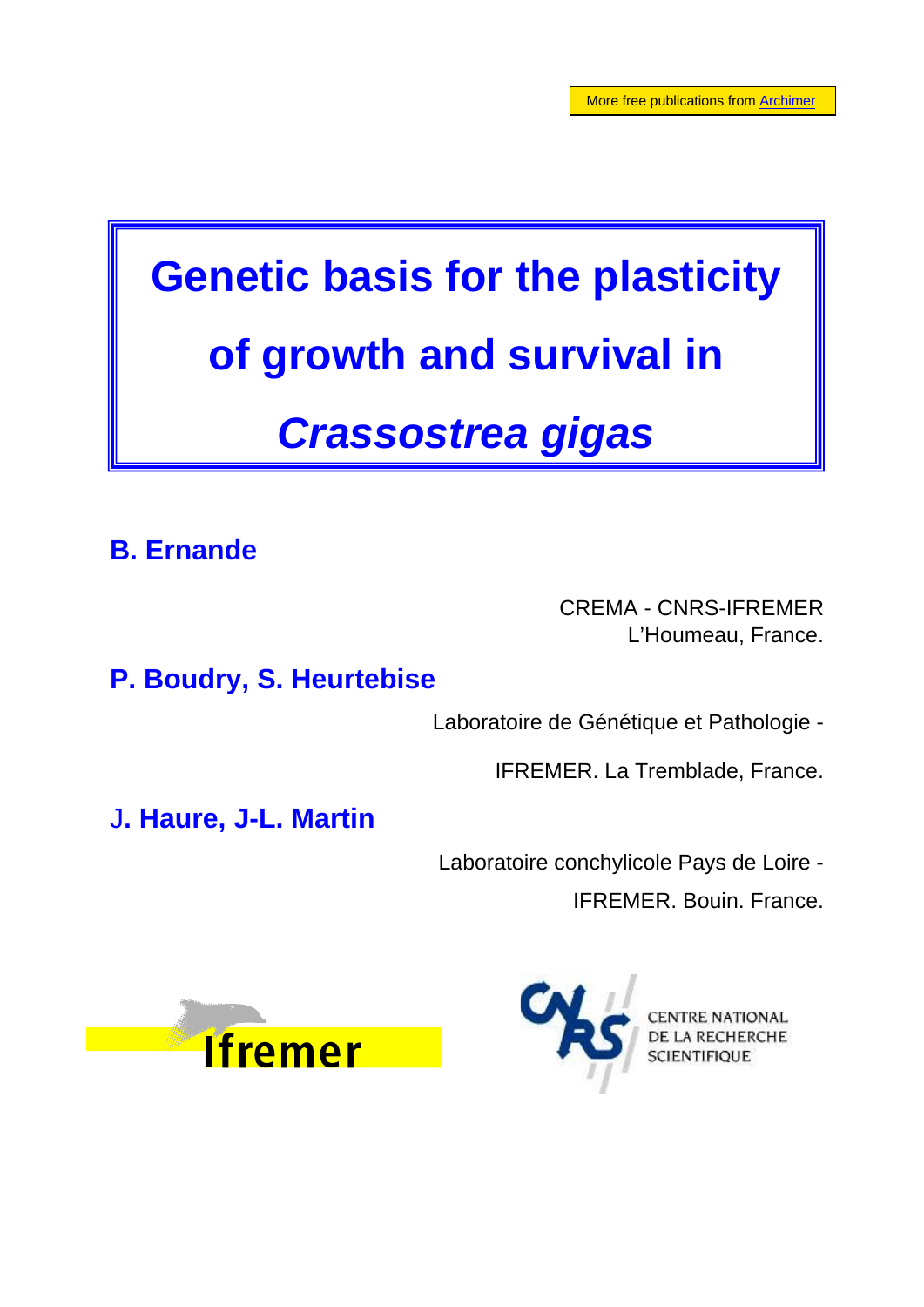More free publications from Archimer

# Genetic basis for the plasticity of growth and survival in *Crassostrea gigas*

**B. Ernande**

CREMA - CNRS-IFREMER
L'Houmeau, France.

**P. Boudry, S. Heurtebise**

Laboratoire de Génétique et Pathologie -

IFREMER. La Tremblade, France.

**J. Haure, J-L. Martin**

Laboratoire conchylicole Pays de Loire -

IFREMER. Bouin. France.

Ifremer

CENTRE NATIONAL DE LA RECHERCHE SCIENTIFIQUE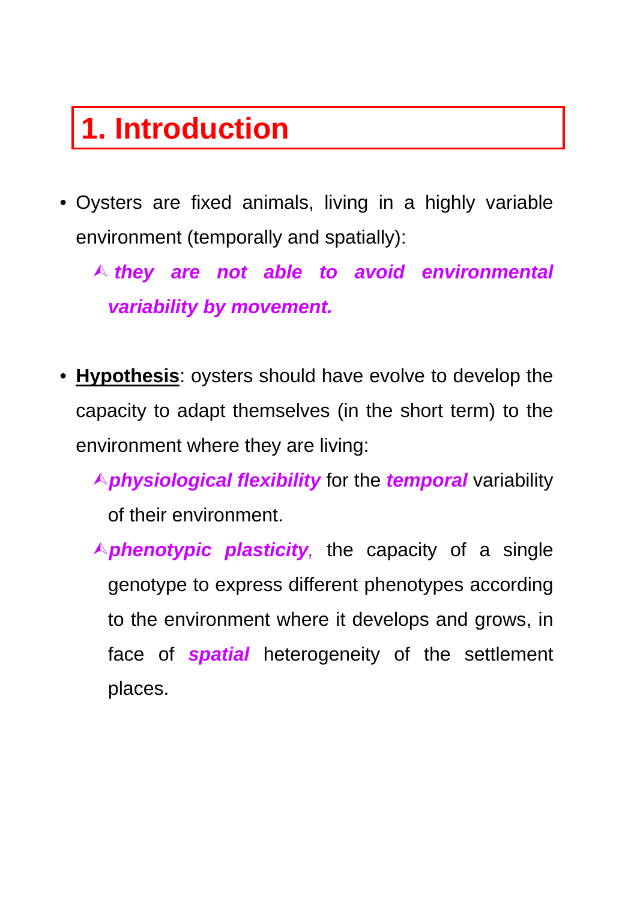# 1. Introduction

- Oysters are fixed animals, living in a highly variable environment (temporally and spatially):
  - ***they are not able to avoid environmental variability by movement.***

- **Hypothesis**: oysters should have evolve to develop the capacity to adapt themselves (in the short term) to the environment where they are living:
  - ***physiological flexibility*** for the ***temporal*** variability of their environment.
  - ***phenotypic plasticity***, the capacity of a single genotype to express different phenotypes according to the environment where it develops and grows, in face of ***spatial*** heterogeneity of the settlement places.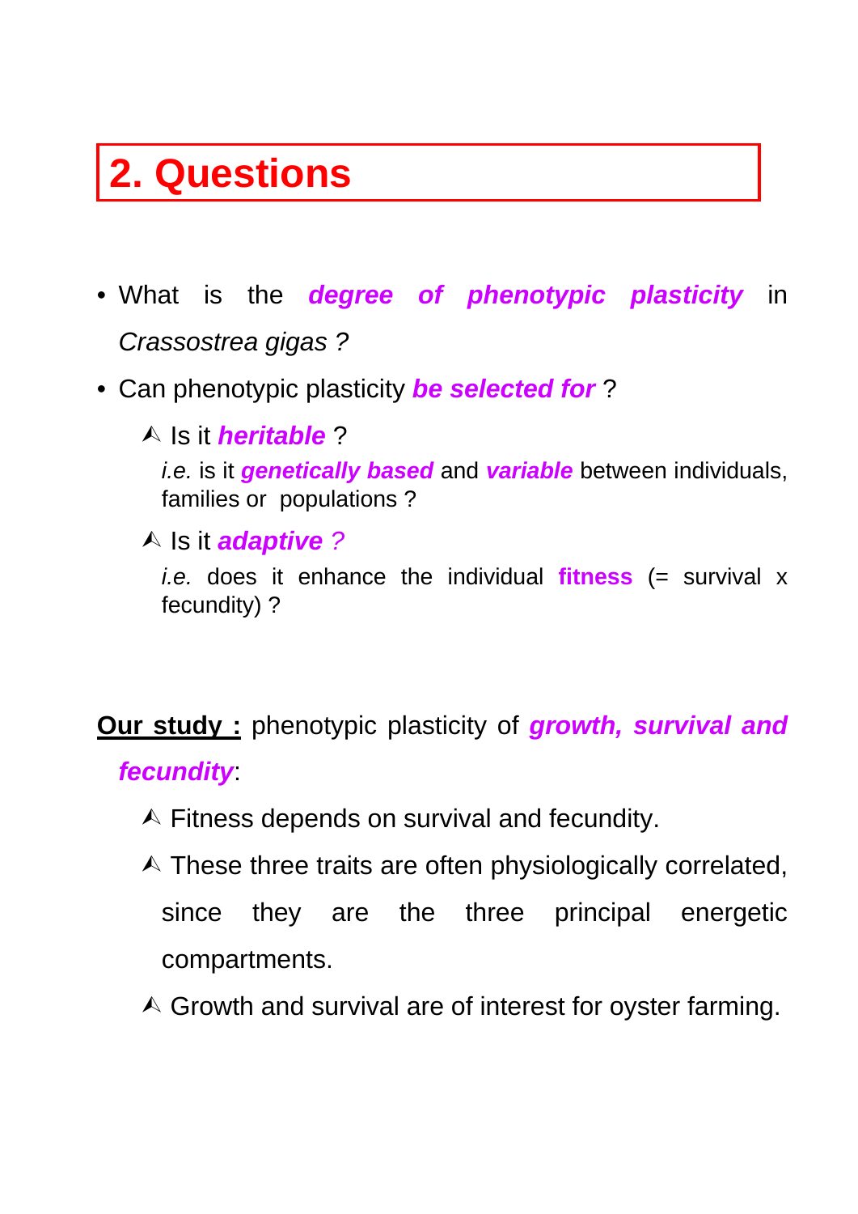# 2. Questions

- What is the ***degree of phenotypic plasticity*** in *Crassostrea gigas ?*
- Can phenotypic plasticity ***be selected for*** ?
  - Is it ***heritable*** ?

    *i.e.* is it ***genetically based*** and ***variable*** between individuals, families or populations ?
  - Is it ***adaptive ?***

    *i.e.* does it enhance the individual **fitness** (= survival x fecundity) ?

**Our study :** phenotypic plasticity of ***growth, survival and fecundity***:

- Fitness depends on survival and fecundity.
- These three traits are often physiologically correlated, since they are the three principal energetic compartments.
- Growth and survival are of interest for oyster farming.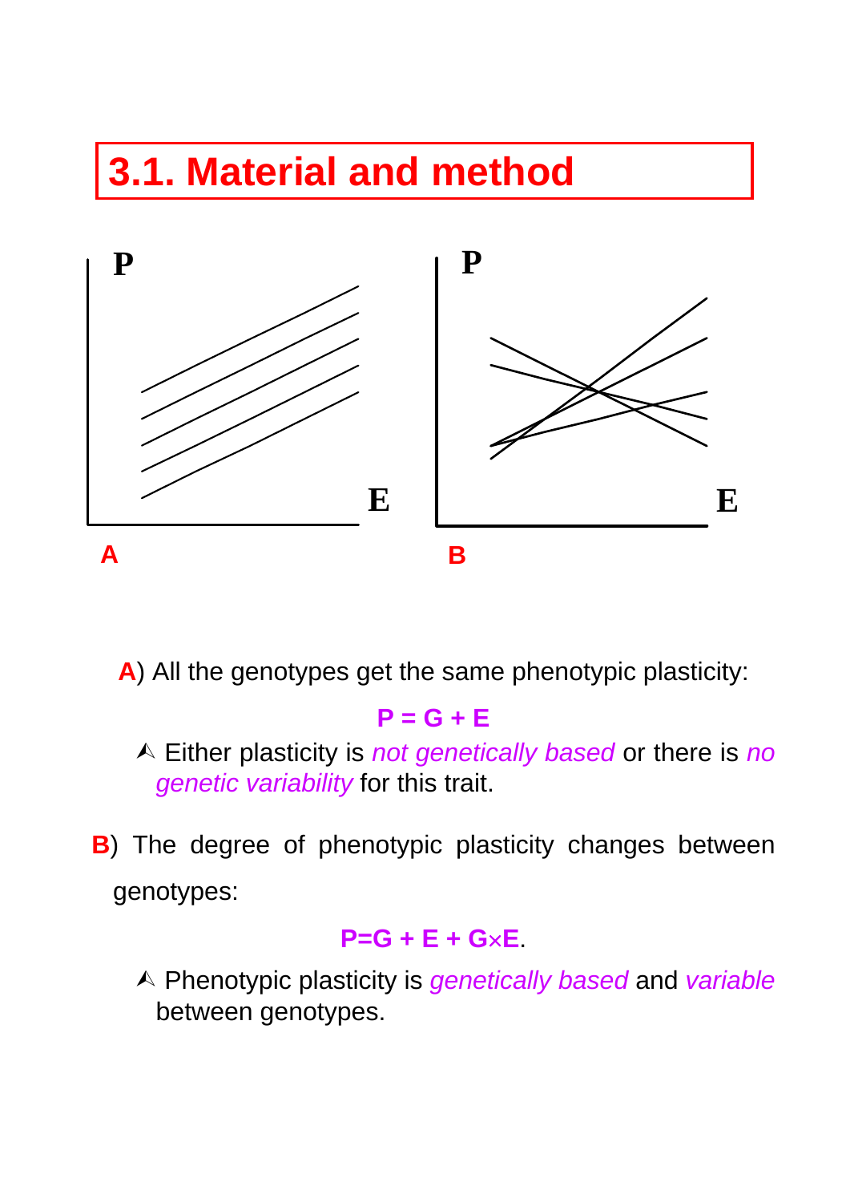# 3.1. Material and method

P

E

A

P

E

B

**A**) All the genotypes get the same phenotypic plasticity:

$$P = G + E$$

- Either plasticity is *not genetically based* or there is *no genetic variability* for this trait.

**B**) The degree of phenotypic plasticity changes between genotypes:

$$P = G + E + G \times E.$$

- Phenotypic plasticity is *genetically based* and *variable* between genotypes.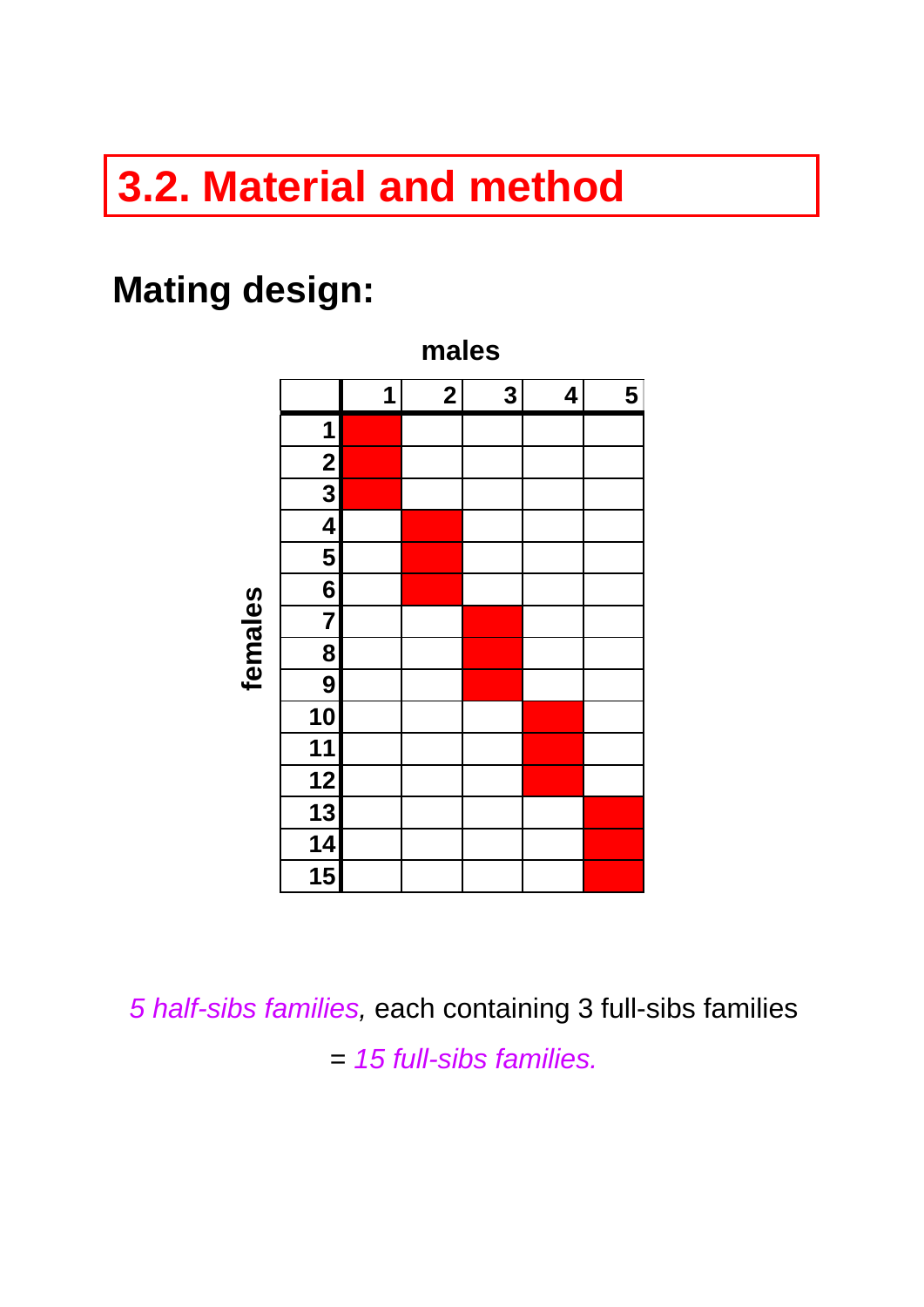# 3.2. Material and method

## Mating design:

**males**

| females | 1 | 2 | 3 | 4 | 5 |
|---|---|---|---|---|---|
| 1 | ■ | | | | |
| 2 | ■ | | | | |
| 3 | ■ | | | | |
| 4 | | ■ | | | |
| 5 | | ■ | | | |
| 6 | | ■ | | | |
| 7 | | | ■ | | |
| 8 | | | ■ | | |
| 9 | | | ■ | | |
| 10 | | | | ■ | |
| 11 | | | | ■ | |
| 12 | | | | ■ | |
| 13 | | | | | ■ |
| 14 | | | | | ■ |
| 15 | | | | | ■ |

*5 half-sibs families*, each containing 3 full-sibs families

= *15 full-sibs families.*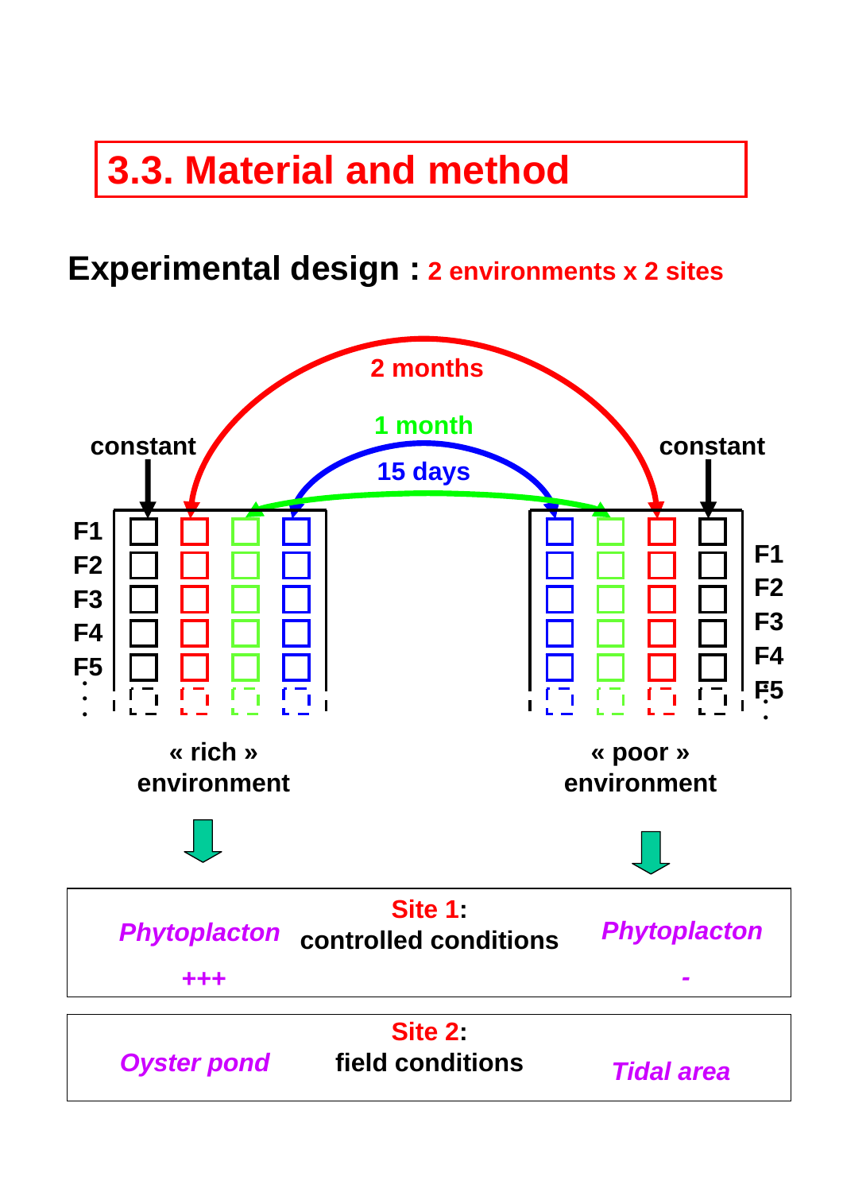# 3.3. Material and method

## Experimental design : 2 environments x 2 sites

2 months

1 month

15 days

constant

constant

F1
F2
F3
F4
F5

« rich » environment

« poor » environment

| *Phytoplacton* +++ | **Site 1**: controlled conditions | *Phytoplacton* - |
|---|---|---|
| *Oyster pond* | **Site 2**: field conditions | *Tidal area* |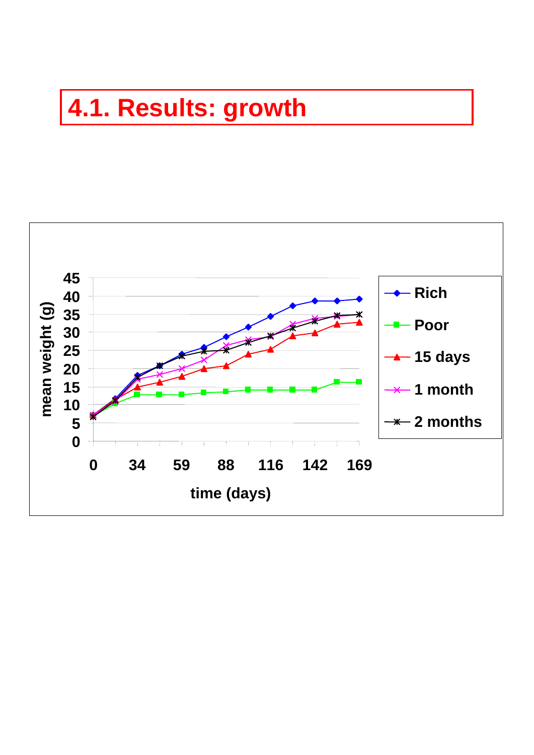# 4.1. Results: growth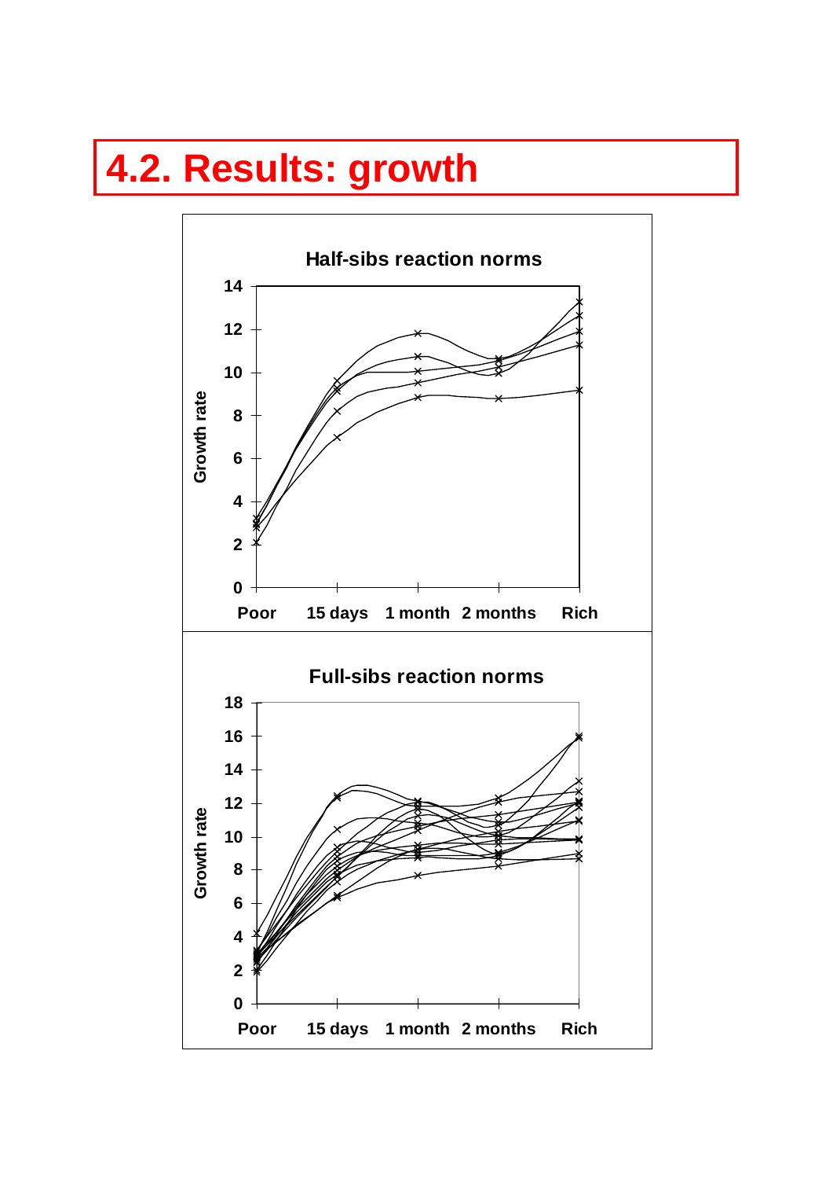# 4.2. Results: growth

Half-sibs reaction norms

Full-sibs reaction norms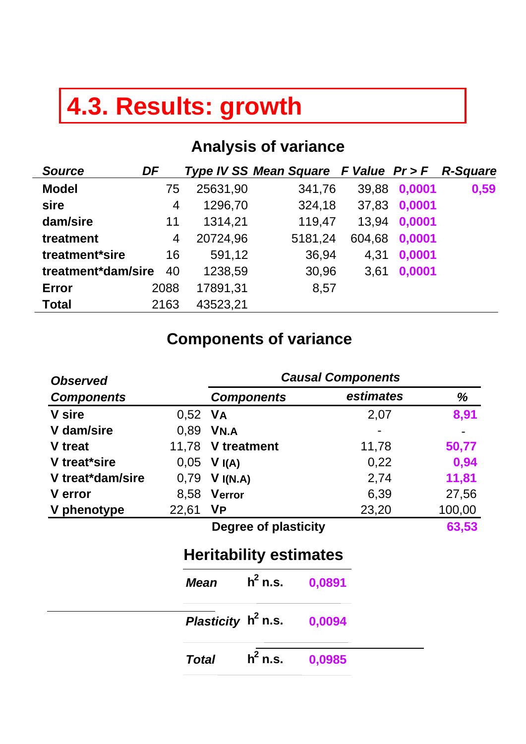# 4.3. Results: growth

## Analysis of variance

| *Source* | *DF* | *Type IV SS* | *Mean Square* | *F Value* | *Pr > F* | *R-Square* |
|---|---|---|---|---|---|---|
| **Model** | 75 | 25631,90 | 341,76 | 39,88 | 0,0001 | 0,59 |
| **sire** | 4 | 1296,70 | 324,18 | 37,83 | 0,0001 | |
| **dam/sire** | 11 | 1314,21 | 119,47 | 13,94 | 0,0001 | |
| **treatment** | 4 | 20724,96 | 5181,24 | 604,68 | 0,0001 | |
| **treatment*sire** | 16 | 591,12 | 36,94 | 4,31 | 0,0001 | |
| **treatment*dam/sire** | 40 | 1238,59 | 30,96 | 3,61 | 0,0001 | |
| **Error** | 2088 | 17891,31 | 8,57 | | | |
| **Total** | 2163 | 43523,21 | | | | |

## Components of variance

| *Observed Components* | | *Causal Components* | | |
|---|---|---|---|---|
| | | ***Components*** | ***estimates*** | ***%*** |
| **V sire** | 0,52 | **$V_A$** | 2,07 | 8,91 |
| **V dam/sire** | 0,89 | **$V_{N.A}$** | - | - |
| **V treat** | 11,78 | **V treatment** | 11,78 | 50,77 |
| **V treat*sire** | 0,05 | **$V_{I(A)}$** | 0,22 | 0,94 |
| **V treat*dam/sire** | 0,79 | **$V_{I(N.A)}$** | 2,74 | 11,81 |
| **V error** | 8,58 | **$V_{error}$** | 6,39 | 27,56 |
| **V phenotype** | 22,61 | **$V_P$** | 23,20 | 100,00 |
| | | **Degree of plasticity** | | 63,53 |

## Heritability estimates

| | | |
|---|---|---|
| ***Mean*** | **$h^2$ n.s.** | 0,0891 |
| ***Plasticity*** | **$h^2$ n.s.** | 0,0094 |
| ***Total*** | **$h^2$ n.s.** | 0,0985 |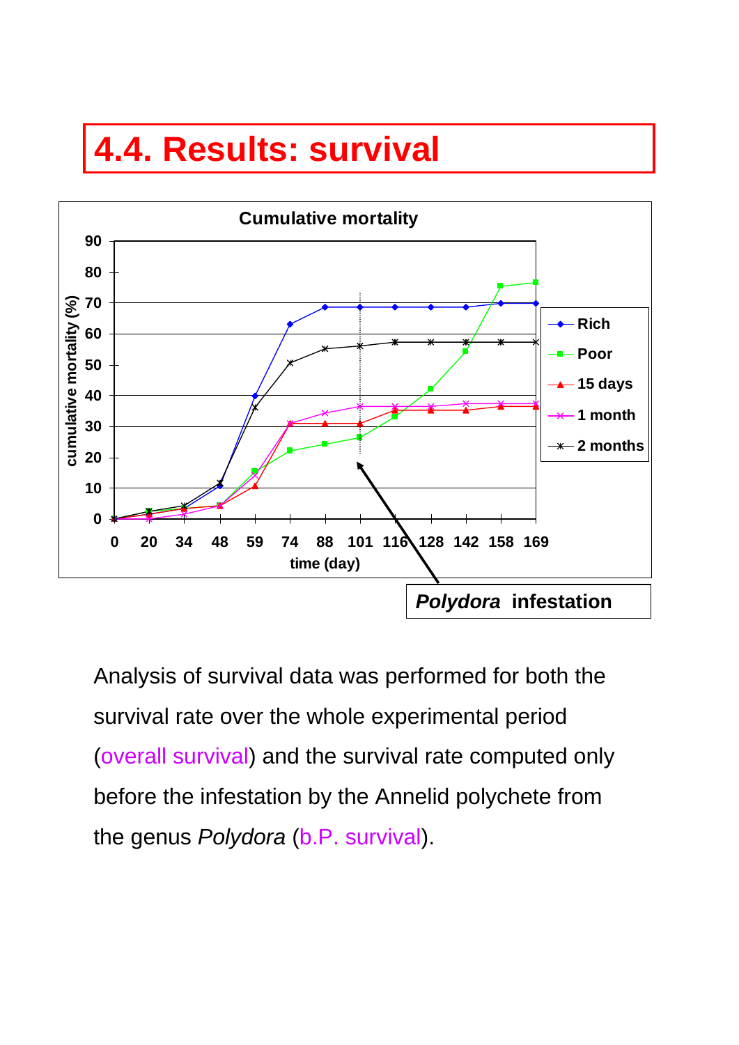# 4.4. Results: survival

Cumulative mortality

| time (day) | 0 | 20 | 34 | 48 | 59 | 74 | 88 | 101 | 116 | 128 | 142 | 158 | 169 |
|---|---|---|---|---|---|---|---|---|---|---|---|---|---|

cumulative mortality (%)

Legend: Rich, Poor, 15 days, 1 month, 2 months

***Polydora*** **infestation**

Analysis of survival data was performed for both the survival rate over the whole experimental period (overall survival) and the survival rate computed only before the infestation by the Annelid polychete from the genus *Polydora* (b.P. survival).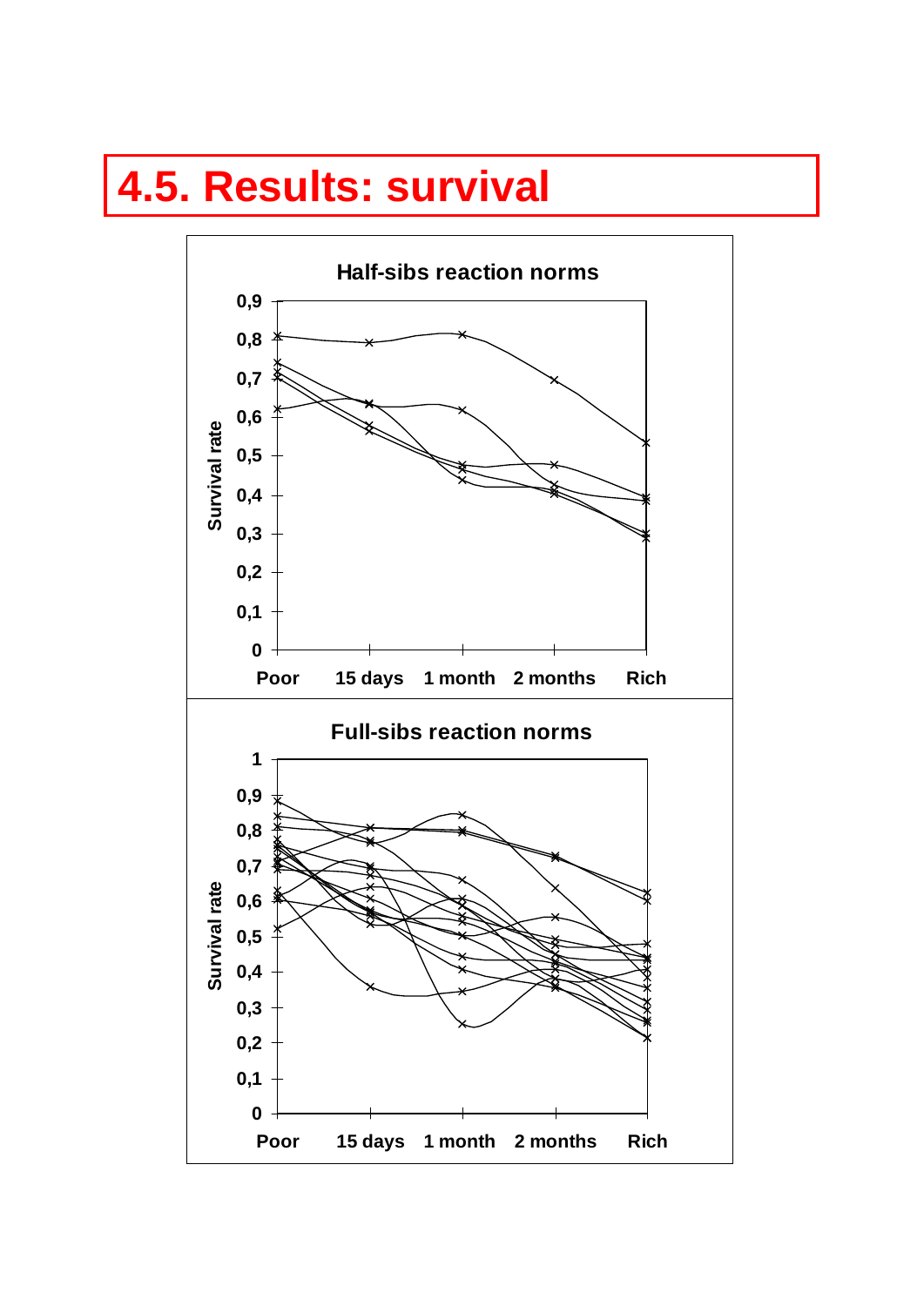# 4.5. Results: survival

**Half-sibs reaction norms**

Survival rate

0,9
0,8
0,7
0,6
0,5
0,4
0,3
0,2
0,1
0

Poor | 15 days | 1 month | 2 months | Rich

**Full-sibs reaction norms**

Survival rate

1
0,9
0,8
0,7
0,6
0,5
0,4
0,3
0,2
0,1
0

Poor | 15 days | 1 month | 2 months | Rich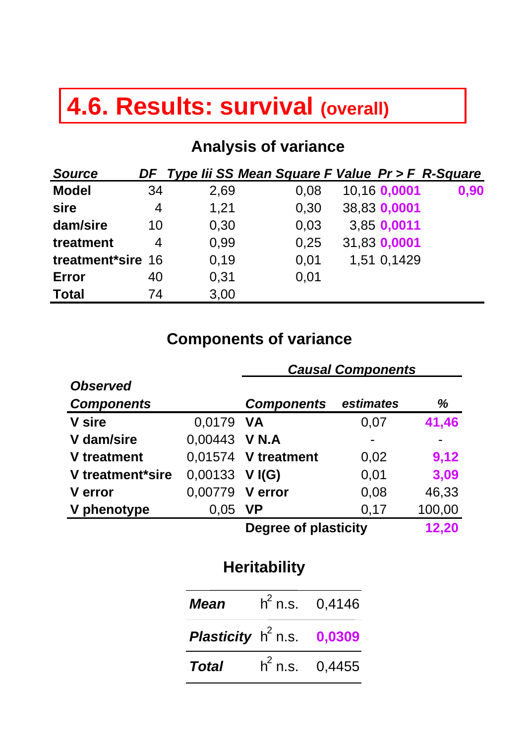# 4.6. Results: survival (overall)

## Analysis of variance

| *Source* | *DF* | *Type Iii SS* | *Mean Square* | *F Value* | *Pr > F* | *R-Square* |
|---|---|---|---|---|---|---|
| **Model** | 34 | 2,69 | 0,08 | 10,16 | **0,0001** | **0,90** |
| **sire** | 4 | 1,21 | 0,30 | 38,83 | **0,0001** | |
| **dam/sire** | 10 | 0,30 | 0,03 | 3,85 | **0,0011** | |
| **treatment** | 4 | 0,99 | 0,25 | 31,83 | **0,0001** | |
| **treatment*sire** | 16 | 0,19 | 0,01 | 1,51 | 0,1429 | |
| **Error** | 40 | 0,31 | 0,01 | | | |
| **Total** | 74 | 3,00 | | | | |

## Components of variance

| *Observed Components* | | *Causal Components* | | |
|---|---|---|---|---|
| | | *Components* | *estimates* | *%* |
| **V sire** | 0,0179 | **VA** | 0,07 | **41,46** |
| **V dam/sire** | 0,00443 | **V N.A** | - | - |
| **V treatment** | 0,01574 | **V treatment** | 0,02 | **9,12** |
| **V treatment*sire** | 0,00133 | **V I(G)** | 0,01 | **3,09** |
| **V error** | 0,00779 | **V error** | 0,08 | 46,33 |
| **V phenotype** | 0,05 | **VP** | 0,17 | 100,00 |
| | | **Degree of plasticity** | | **12,20** |

## Heritability

| | | |
|---|---|---|
| ***Mean*** | $h^2$ n.s. | 0,4146 |
| ***Plasticity*** | $h^2$ n.s. | **0,0309** |
| ***Total*** | $h^2$ n.s. | 0,4455 |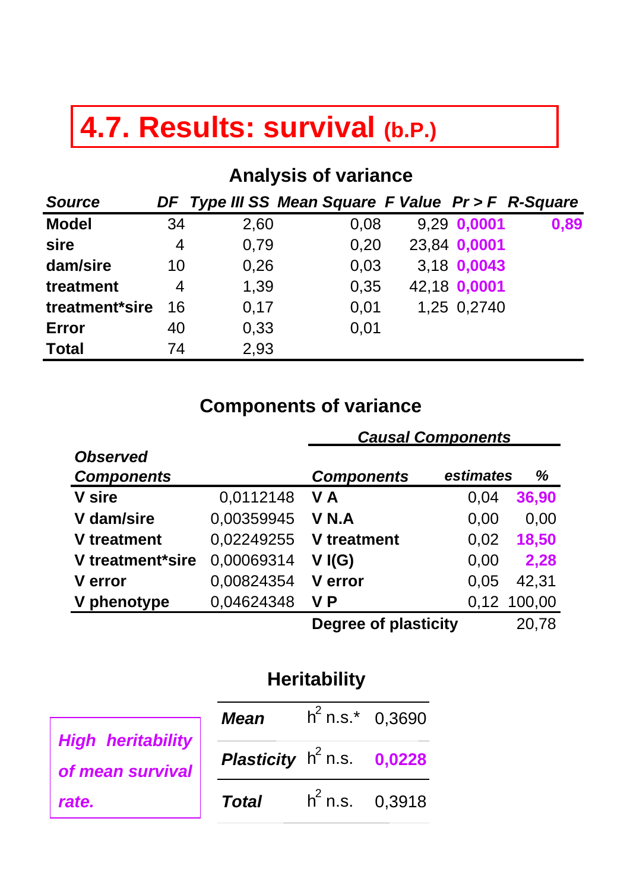# 4.7. Results: survival (b.P.)

## Analysis of variance

| Source | DF | Type III SS | Mean Square | F Value | Pr > F | R-Square |
|---|---|---|---|---|---|---|
| **Model** | 34 | 2,60 | 0,08 | 9,29 | **0,0001** | **0,89** |
| **sire** | 4 | 0,79 | 0,20 | 23,84 | **0,0001** | |
| **dam/sire** | 10 | 0,26 | 0,03 | 3,18 | **0,0043** | |
| **treatment** | 4 | 1,39 | 0,35 | 42,18 | **0,0001** | |
| **treatment*sire** | 16 | 0,17 | 0,01 | 1,25 | 0,2740 | |
| **Error** | 40 | 0,33 | 0,01 | | | |
| **Total** | 74 | 2,93 | | | | |

## Components of variance

| *Observed Components* | | *Causal Components* | | |
|---|---|---|---|---|
| | | ***Components*** | ***estimates*** | ***%*** |
| **V sire** | 0,0112148 | **V A** | 0,04 | **36,90** |
| **V dam/sire** | 0,00359945 | **V N.A** | 0,00 | 0,00 |
| **V treatment** | 0,02249255 | **V treatment** | 0,02 | **18,50** |
| **V treatment*sire** | 0,00069314 | **V I(G)** | 0,00 | **2,28** |
| **V error** | 0,00824354 | **V error** | 0,05 | 42,31 |
| **V phenotype** | 0,04624348 | **V P** | 0,12 | 100,00 |
| | | **Degree of plasticity** | | 20,78 |

## Heritability

| | | |
|---|---|---|
| ***Mean*** | $h^2$ n.s.* | 0,3690 |
| ***Plasticity*** | $h^2$ n.s. | **0,0228** |
| ***Total*** | $h^2$ n.s. | 0,3918 |

***High heritability of mean survival rate.***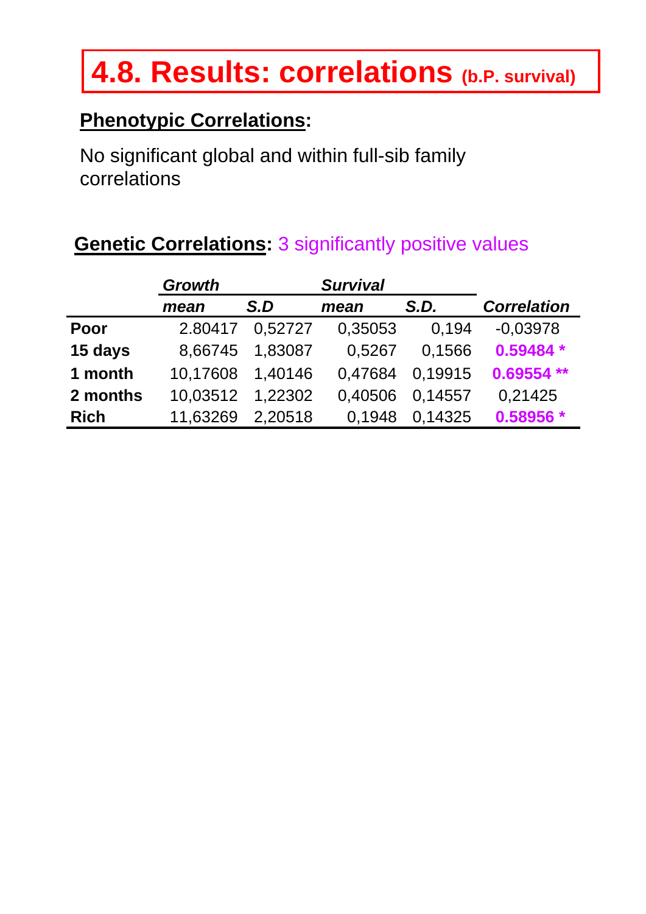# 4.8. Results: correlations (b.P. survival)

**Phenotypic Correlations:**

No significant global and within full-sib family correlations

**Genetic Correlations:** 3 significantly positive values

| | *Growth* | | *Survival* | | |
|---|---|---|---|---|---|
| | *mean* | *S.D* | *mean* | *S.D.* | *Correlation* |
| **Poor** | 2.80417 | 0,52727 | 0,35053 | 0,194 | -0,03978 |
| **15 days** | 8,66745 | 1,83087 | 0,5267 | 0,1566 | **0.59484 *** |
| **1 month** | 10,17608 | 1,40146 | 0,47684 | 0,19915 | **0.69554 **** |
| **2 months** | 10,03512 | 1,22302 | 0,40506 | 0,14557 | 0,21425 |
| **Rich** | 11,63269 | 2,20518 | 0,1948 | 0,14325 | **0.58956 *** |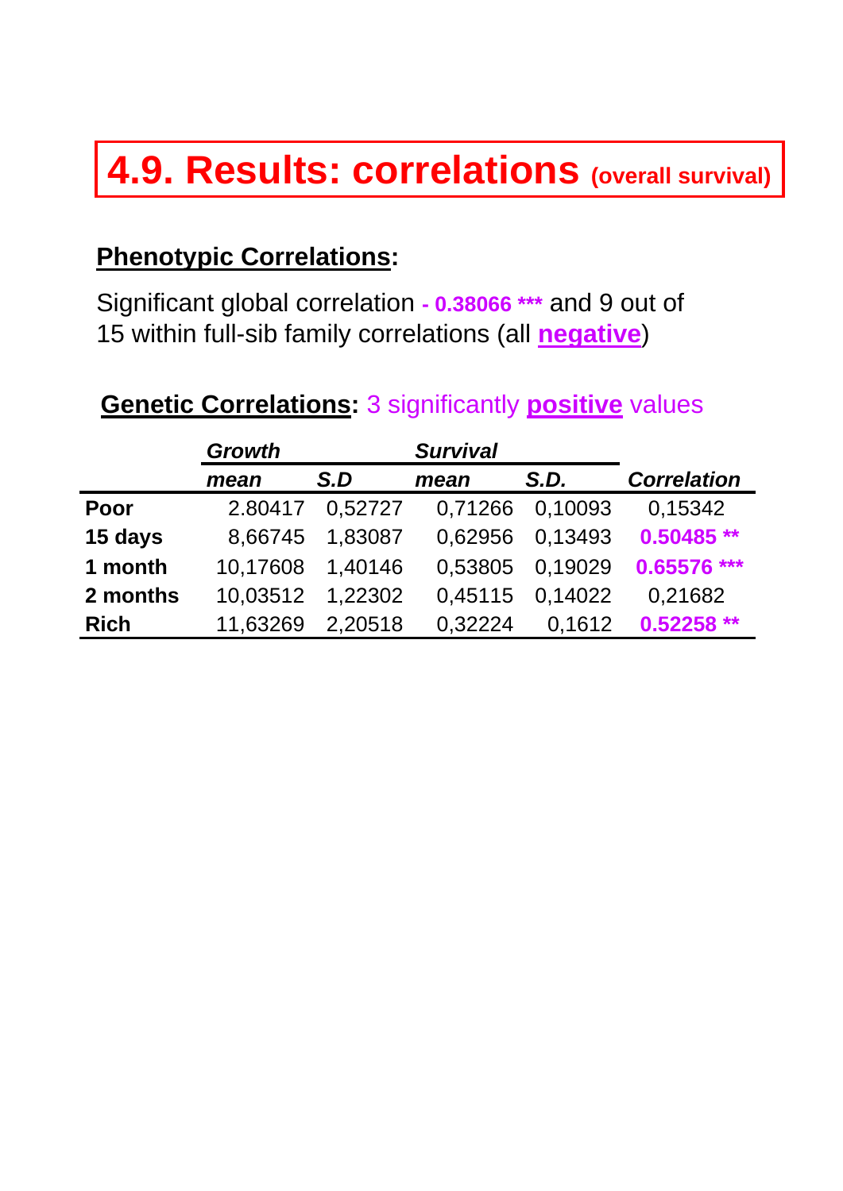# 4.9. Results: correlations (overall survival)

**Phenotypic Correlations:**

Significant global correlation **- 0.38066 \*\*\*** and 9 out of 15 within full-sib family correlations (all **negative**)

**Genetic Correlations:** 3 significantly **positive** values

| | *Growth* | | *Survival* | | |
|---|---|---|---|---|---|
| | *mean* | *S.D* | *mean* | *S.D.* | *Correlation* |
| **Poor** | 2.80417 | 0,52727 | 0,71266 | 0,10093 | 0,15342 |
| **15 days** | 8,66745 | 1,83087 | 0,62956 | 0,13493 | **0.50485 \*\*** |
| **1 month** | 10,17608 | 1,40146 | 0,53805 | 0,19029 | **0.65576 \*\*\*** |
| **2 months** | 10,03512 | 1,22302 | 0,45115 | 0,14022 | 0,21682 |
| **Rich** | 11,63269 | 2,20518 | 0,32224 | 0,1612 | **0.52258 \*\*** |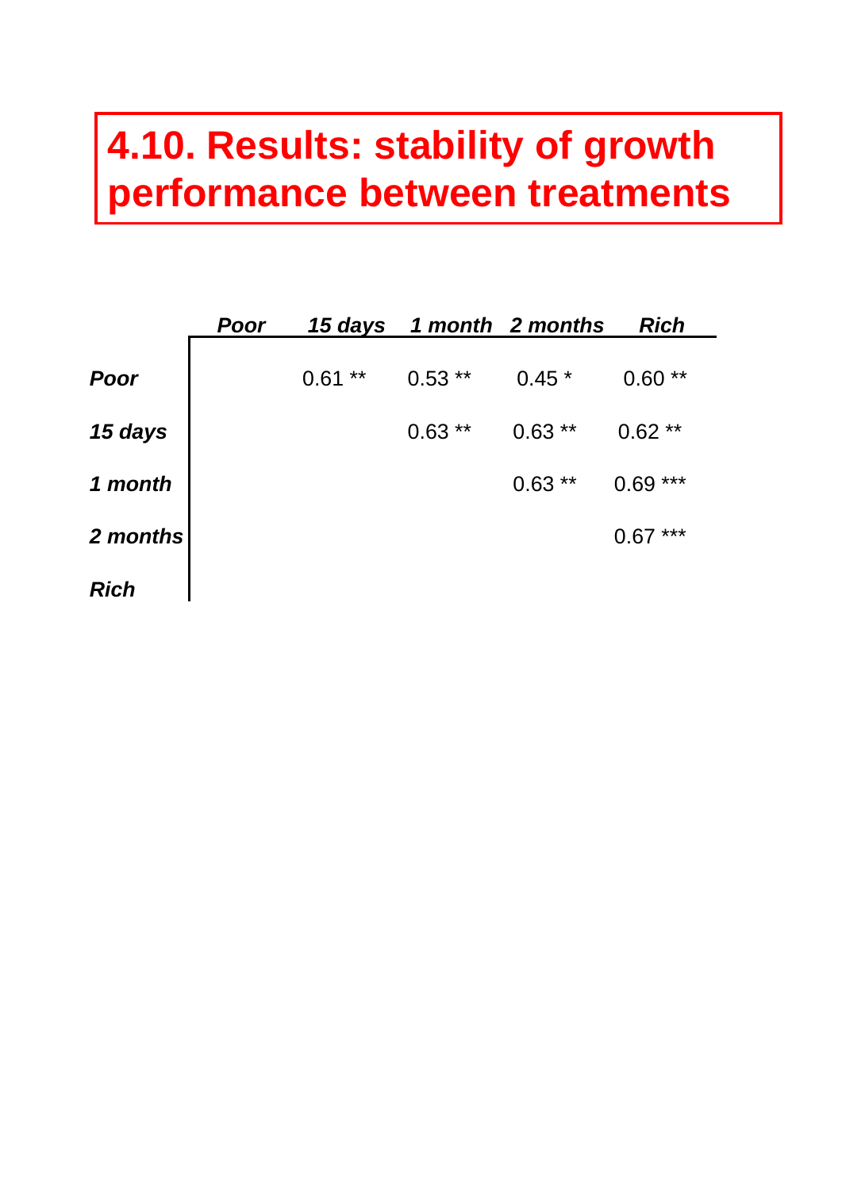# 4.10. Results: stability of growth performance between treatments

| | ***Poor*** | ***15 days*** | ***1 month*** | ***2 months*** | ***Rich*** |
|---|---|---|---|---|---|
| ***Poor*** | | 0.61 ** | 0.53 ** | 0.45 * | 0.60 ** |
| ***15 days*** | | | 0.63 ** | 0.63 ** | 0.62 ** |
| ***1 month*** | | | | 0.63 ** | 0.69 *** |
| ***2 months*** | | | | | 0.67 *** |
| ***Rich*** | | | | | |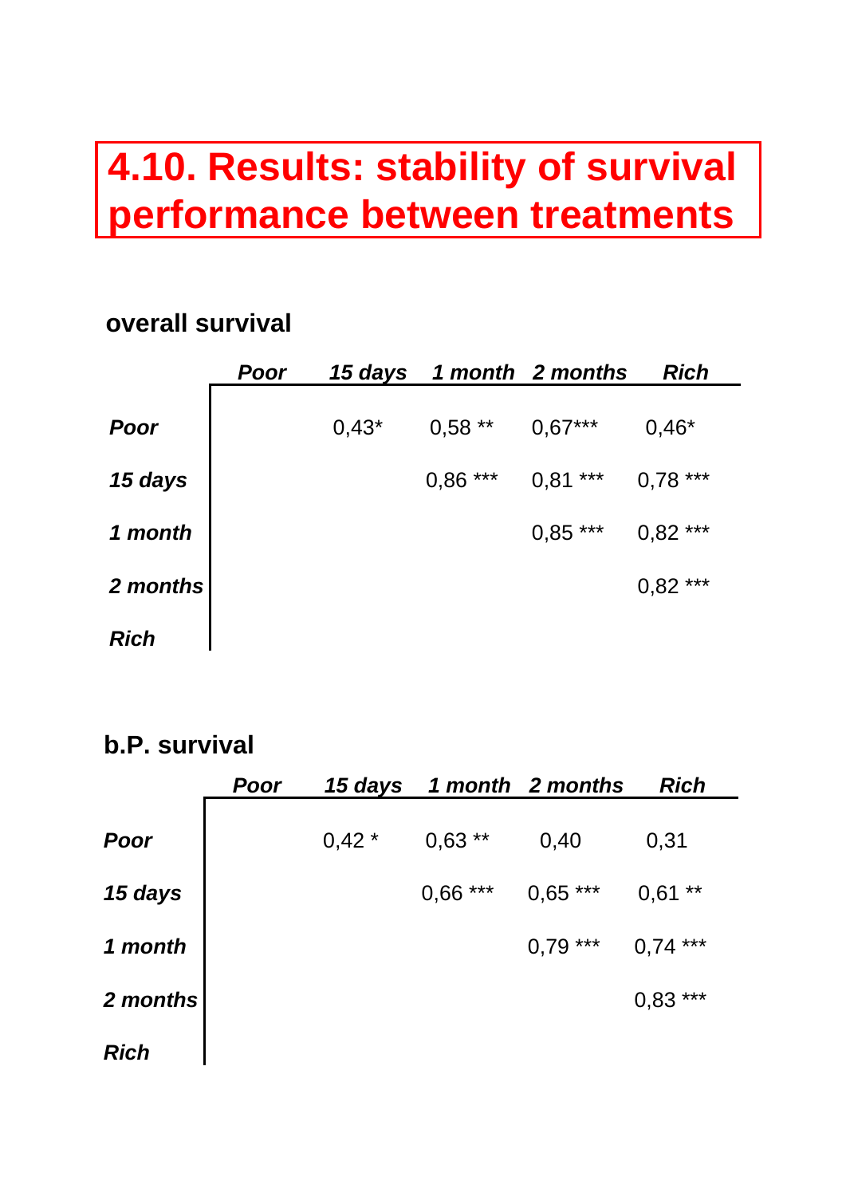# 4.10. Results: stability of survival performance between treatments

**overall survival**

| | *Poor* | *15 days* | *1 month* | *2 months* | *Rich* |
|---|---|---|---|---|---|
| ***Poor*** | | 0,43* | 0,58 ** | 0,67*** | 0,46* |
| ***15 days*** | | | 0,86 *** | 0,81 *** | 0,78 *** |
| ***1 month*** | | | | 0,85 *** | 0,82 *** |
| ***2 months*** | | | | | 0,82 *** |
| ***Rich*** | | | | | |

**b.P. survival**

| | *Poor* | *15 days* | *1 month* | *2 months* | *Rich* |
|---|---|---|---|---|---|
| ***Poor*** | | 0,42 * | 0,63 ** | 0,40 | 0,31 |
| ***15 days*** | | | 0,66 *** | 0,65 *** | 0,61 ** |
| ***1 month*** | | | | 0,79 *** | 0,74 *** |
| ***2 months*** | | | | | 0,83 *** |
| ***Rich*** | | | | | |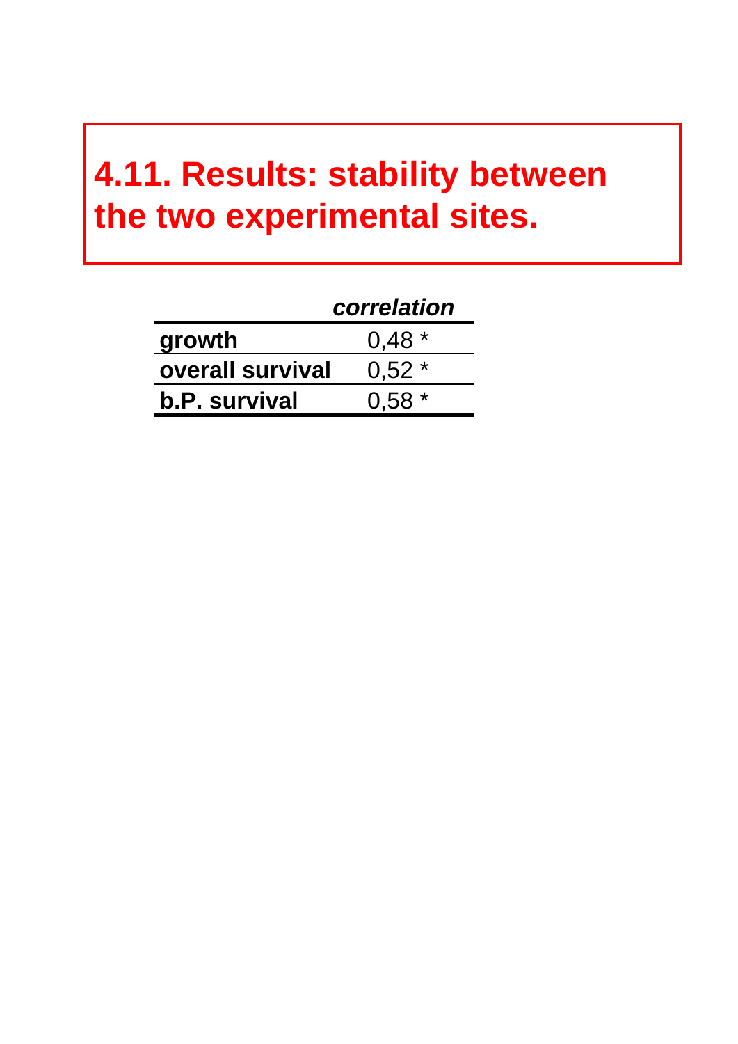# 4.11. Results: stability between the two experimental sites.

| | *correlation* |
|---|---|
| **growth** | 0,48 * |
| **overall survival** | 0,52 * |
| **b.P. survival** | 0,58 * |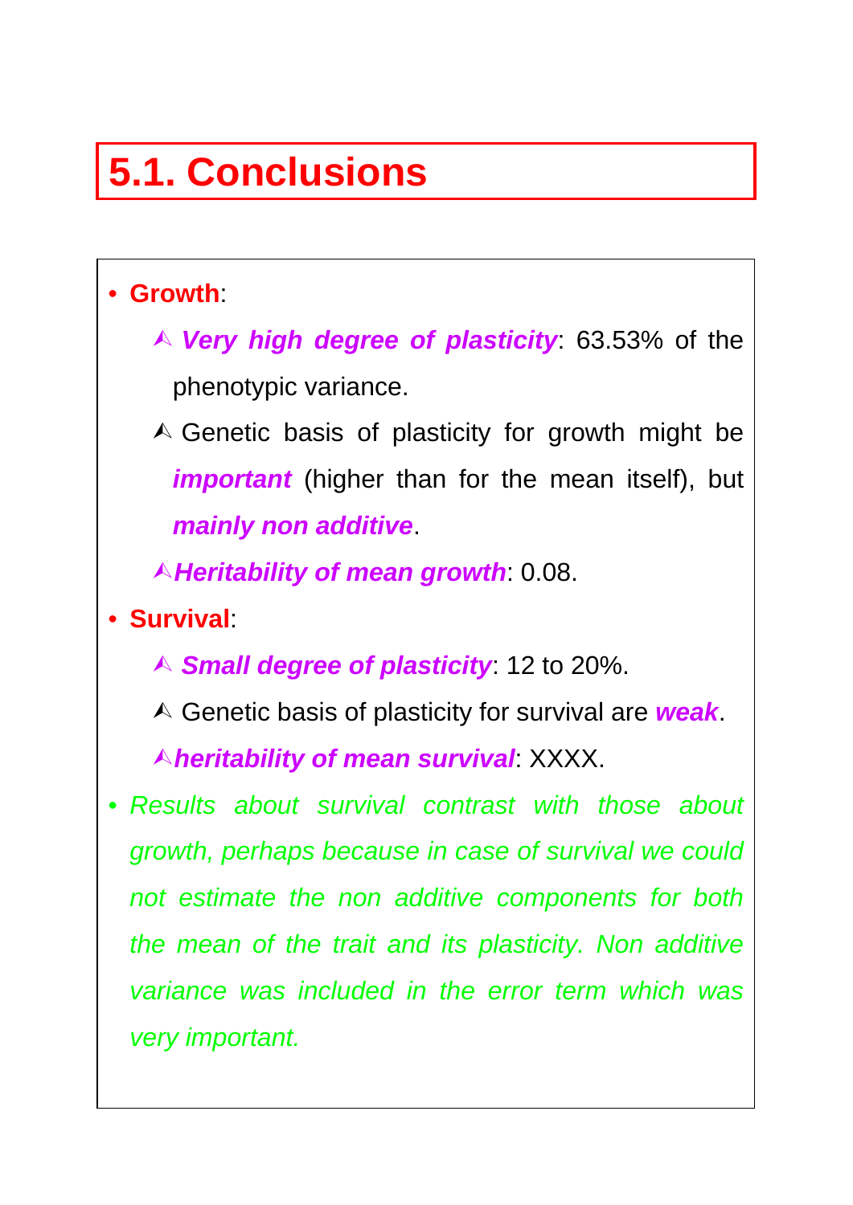## 5.1. Conclusions

- **Growth**:
  - ***Very high degree of plasticity***: 63.53% of the phenotypic variance.
  - Genetic basis of plasticity for growth might be ***important*** (higher than for the mean itself), but ***mainly non additive***.
  - ***Heritability of mean growth***: 0.08.
- **Survival**:
  - ***Small degree of plasticity***: 12 to 20%.
  - Genetic basis of plasticity for survival are ***weak***.
  - ***heritability of mean survival***: XXXX.
- *Results about survival contrast with those about growth, perhaps because in case of survival we could not estimate the non additive components for both the mean of the trait and its plasticity. Non additive variance was included in the error term which was very important.*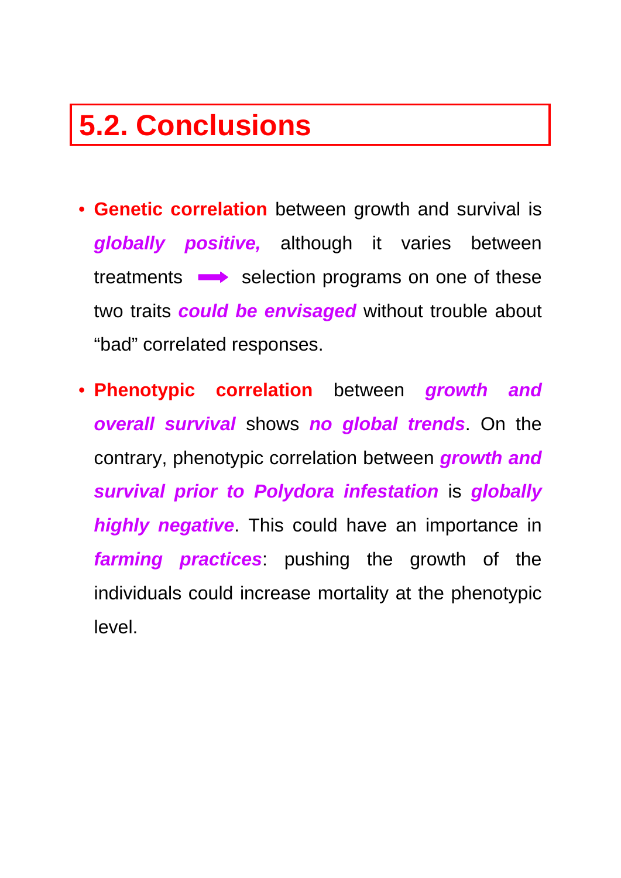## 5.2. Conclusions

- **Genetic correlation** between growth and survival is ***globally positive,*** although it varies between treatments ➡ selection programs on one of these two traits ***could be envisaged*** without trouble about "bad" correlated responses.

- **Phenotypic correlation** between ***growth and overall survival*** shows ***no global trends***. On the contrary, phenotypic correlation between ***growth and survival prior to Polydora infestation*** is ***globally highly negative***. This could have an importance in ***farming practices***: pushing the growth of the individuals could increase mortality at the phenotypic level.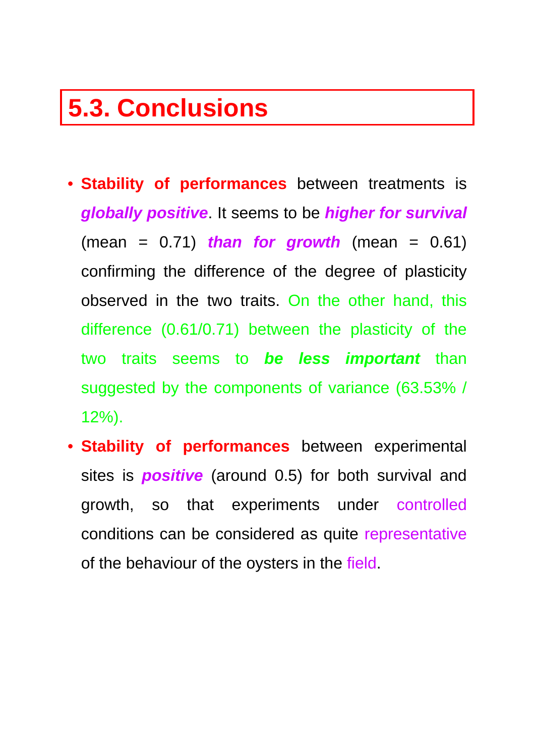## 5.3. Conclusions

- **Stability of performances** between treatments is ***globally positive***. It seems to be ***higher for survival*** (mean = 0.71) ***than for growth*** (mean = 0.61) confirming the difference of the degree of plasticity observed in the two traits. On the other hand, this difference (0.61/0.71) between the plasticity of the two traits seems to ***be less important*** than suggested by the components of variance (63.53% / 12%).
- **Stability of performances** between experimental sites is ***positive*** (around 0.5) for both survival and growth, so that experiments under controlled conditions can be considered as quite representative of the behaviour of the oysters in the field.